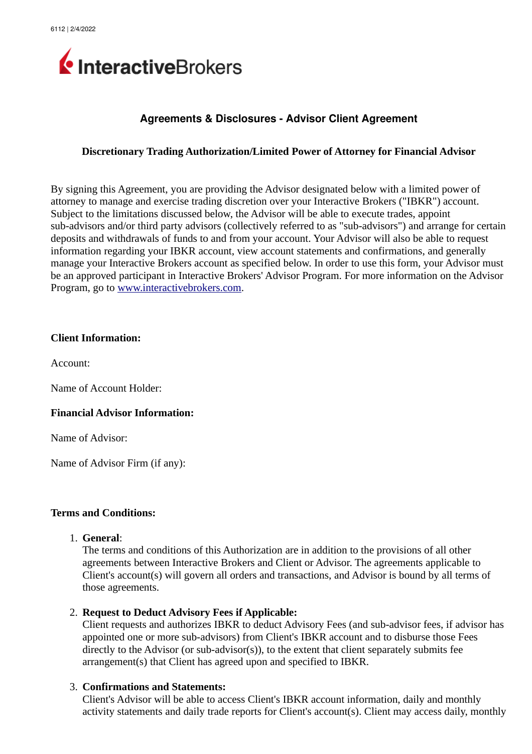# Agreements & Disclosures - Advisor Client Agreement

## Discretionary Trading Authorization/Limited Power of Attorney for Financial Advisor

By signing this Agreement, you are providing the Advisor designated below with a limited power of attorney to manage and exercise trading discretion over your Interactive Brokers ("IBKR") account. Subject to the limitations discussed below, the Advisor will be able to execute trades, appoint sub-advisors and/or third party advisors (collectively referred to as "sub-advisors") and arrange for certain deposits and withdrawals of funds to and from your account. Your Advisor will also be able to request information regarding your IBKR account, view account statements and confirmations, and generally manage your Interactive Brokers account as specified below. In order to use this form, your Advisor must be an approved participant in Interactive Brokers' Advisor Program. For more information on the Advisor Program, go to [www.interactivebrokers.com](http://www.interactivebrokers.com).

**Client Information:**

Account:

Name of Account Holder:

**Financial Advisor Information:**

Name of Advisor:

Name of Advisor Firm (if any):

**Terms and Conditions:**

1. **General**:
   The terms and conditions of this Authorization are in addition to the provisions of all other agreements between Interactive Brokers and Client or Advisor. The agreements applicable to Client's account(s) will govern all orders and transactions, and Advisor is bound by all terms of those agreements.

2. **Request to Deduct Advisory Fees if Applicable:**
   Client requests and authorizes IBKR to deduct Advisory Fees (and sub-advisor fees, if advisor has appointed one or more sub-advisors) from Client's IBKR account and to disburse those Fees directly to the Advisor (or sub-advisor(s)), to the extent that client separately submits fee arrangement(s) that Client has agreed upon and specified to IBKR.

3. **Confirmations and Statements:**
   Client's Advisor will be able to access Client's IBKR account information, daily and monthly activity statements and daily trade reports for Client's account(s). Client may access daily, monthly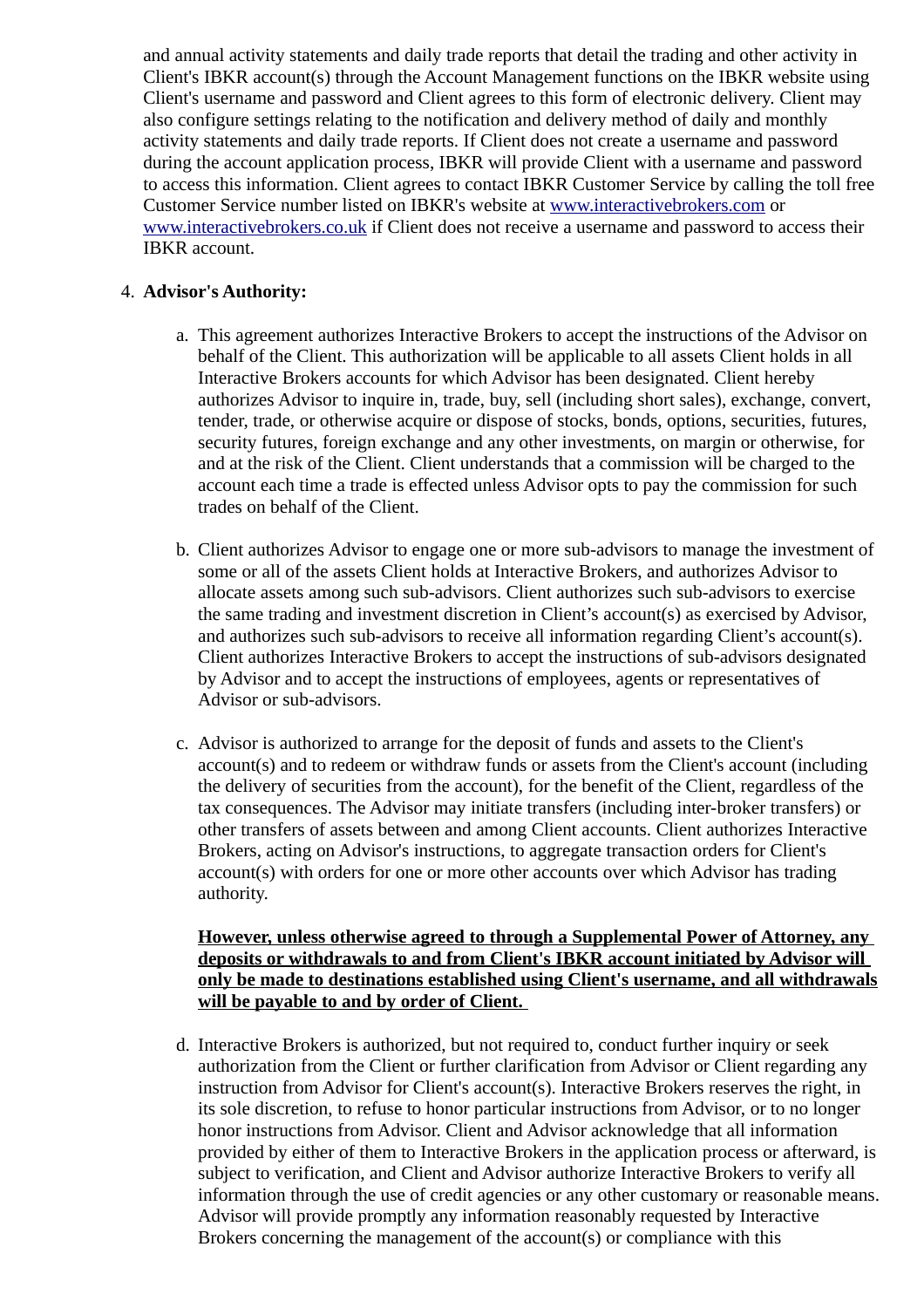and annual activity statements and daily trade reports that detail the trading and other activity in Client's IBKR account(s) through the Account Management functions on the IBKR website using Client's username and password and Client agrees to this form of electronic delivery. Client may also configure settings relating to the notification and delivery method of daily and monthly activity statements and daily trade reports. If Client does not create a username and password during the account application process, IBKR will provide Client with a username and password to access this information. Client agrees to contact IBKR Customer Service by calling the toll free Customer Service number listed on IBKR's website at [www.interactivebrokers.com](http://www.interactivebrokers.com) or [www.interactivebrokers.co.uk](http://www.interactivebrokers.co.uk) if Client does not receive a username and password to access their IBKR account.

4. **Advisor's Authority:**

    a. This agreement authorizes Interactive Brokers to accept the instructions of the Advisor on behalf of the Client. This authorization will be applicable to all assets Client holds in all Interactive Brokers accounts for which Advisor has been designated. Client hereby authorizes Advisor to inquire in, trade, buy, sell (including short sales), exchange, convert, tender, trade, or otherwise acquire or dispose of stocks, bonds, options, securities, futures, security futures, foreign exchange and any other investments, on margin or otherwise, for and at the risk of the Client. Client understands that a commission will be charged to the account each time a trade is effected unless Advisor opts to pay the commission for such trades on behalf of the Client.

    b. Client authorizes Advisor to engage one or more sub-advisors to manage the investment of some or all of the assets Client holds at Interactive Brokers, and authorizes Advisor to allocate assets among such sub-advisors. Client authorizes such sub-advisors to exercise the same trading and investment discretion in Client's account(s) as exercised by Advisor, and authorizes such sub-advisors to receive all information regarding Client's account(s). Client authorizes Interactive Brokers to accept the instructions of sub-advisors designated by Advisor and to accept the instructions of employees, agents or representatives of Advisor or sub-advisors.

    c. Advisor is authorized to arrange for the deposit of funds and assets to the Client's account(s) and to redeem or withdraw funds or assets from the Client's account (including the delivery of securities from the account), for the benefit of the Client, regardless of the tax consequences. The Advisor may initiate transfers (including inter-broker transfers) or other transfers of assets between and among Client accounts. Client authorizes Interactive Brokers, acting on Advisor's instructions, to aggregate transaction orders for Client's account(s) with orders for one or more other accounts over which Advisor has trading authority.

       **<u>However, unless otherwise agreed to through a Supplemental Power of Attorney, any deposits or withdrawals to and from Client's IBKR account initiated by Advisor will only be made to destinations established using Client's username, and all withdrawals will be payable to and by order of Client.</u>**

    d. Interactive Brokers is authorized, but not required to, conduct further inquiry or seek authorization from the Client or further clarification from Advisor or Client regarding any instruction from Advisor for Client's account(s). Interactive Brokers reserves the right, in its sole discretion, to refuse to honor particular instructions from Advisor, or to no longer honor instructions from Advisor. Client and Advisor acknowledge that all information provided by either of them to Interactive Brokers in the application process or afterward, is subject to verification, and Client and Advisor authorize Interactive Brokers to verify all information through the use of credit agencies or any other customary or reasonable means. Advisor will provide promptly any information reasonably requested by Interactive Brokers concerning the management of the account(s) or compliance with this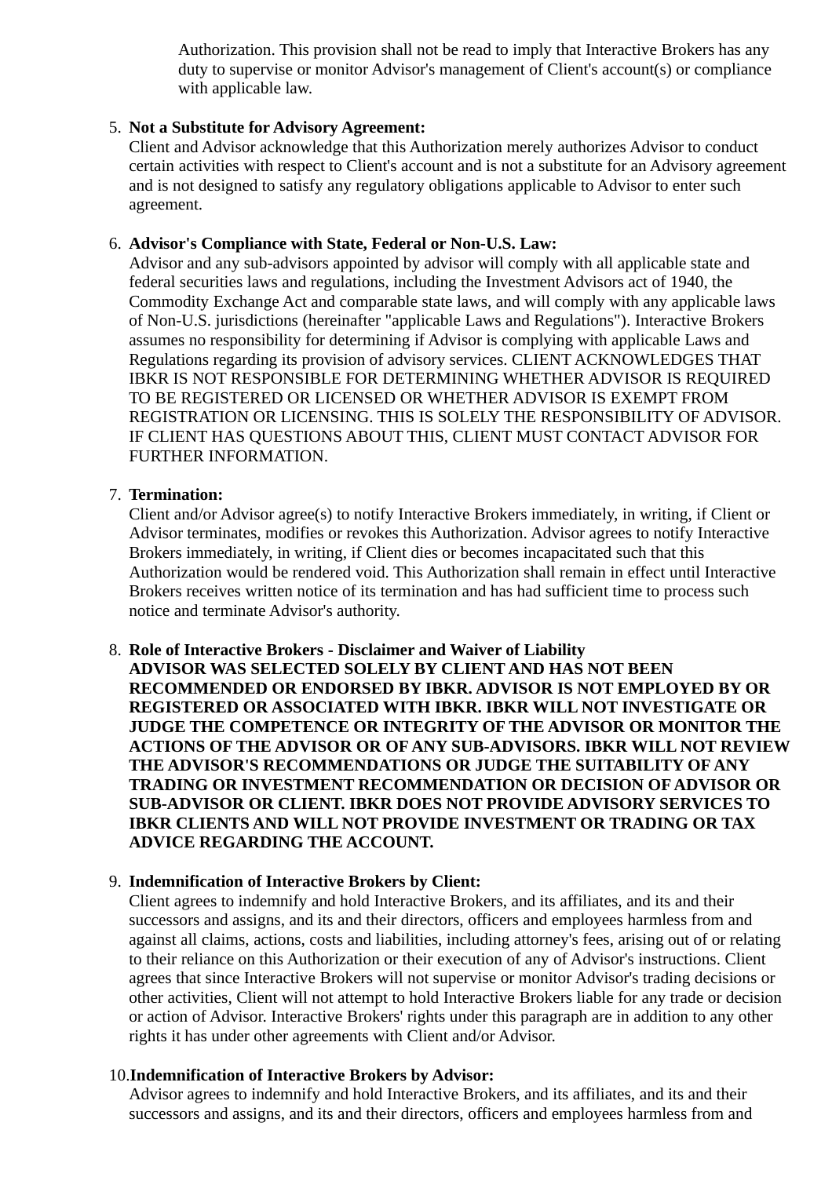Authorization. This provision shall not be read to imply that Interactive Brokers has any duty to supervise or monitor Advisor's management of Client's account(s) or compliance with applicable law.

5. **Not a Substitute for Advisory Agreement:**
   Client and Advisor acknowledge that this Authorization merely authorizes Advisor to conduct certain activities with respect to Client's account and is not a substitute for an Advisory agreement and is not designed to satisfy any regulatory obligations applicable to Advisor to enter such agreement.

6. **Advisor's Compliance with State, Federal or Non-U.S. Law:**
   Advisor and any sub-advisors appointed by advisor will comply with all applicable state and federal securities laws and regulations, including the Investment Advisors act of 1940, the Commodity Exchange Act and comparable state laws, and will comply with any applicable laws of Non-U.S. jurisdictions (hereinafter "applicable Laws and Regulations"). Interactive Brokers assumes no responsibility for determining if Advisor is complying with applicable Laws and Regulations regarding its provision of advisory services. CLIENT ACKNOWLEDGES THAT IBKR IS NOT RESPONSIBLE FOR DETERMINING WHETHER ADVISOR IS REQUIRED TO BE REGISTERED OR LICENSED OR WHETHER ADVISOR IS EXEMPT FROM REGISTRATION OR LICENSING. THIS IS SOLELY THE RESPONSIBILITY OF ADVISOR. IF CLIENT HAS QUESTIONS ABOUT THIS, CLIENT MUST CONTACT ADVISOR FOR FURTHER INFORMATION.

7. **Termination:**
   Client and/or Advisor agree(s) to notify Interactive Brokers immediately, in writing, if Client or Advisor terminates, modifies or revokes this Authorization. Advisor agrees to notify Interactive Brokers immediately, in writing, if Client dies or becomes incapacitated such that this Authorization would be rendered void. This Authorization shall remain in effect until Interactive Brokers receives written notice of its termination and has had sufficient time to process such notice and terminate Advisor's authority.

8. **Role of Interactive Brokers - Disclaimer and Waiver of Liability**
   **ADVISOR WAS SELECTED SOLELY BY CLIENT AND HAS NOT BEEN RECOMMENDED OR ENDORSED BY IBKR. ADVISOR IS NOT EMPLOYED BY OR REGISTERED OR ASSOCIATED WITH IBKR. IBKR WILL NOT INVESTIGATE OR JUDGE THE COMPETENCE OR INTEGRITY OF THE ADVISOR OR MONITOR THE ACTIONS OF THE ADVISOR OR OF ANY SUB-ADVISORS. IBKR WILL NOT REVIEW THE ADVISOR'S RECOMMENDATIONS OR JUDGE THE SUITABILITY OF ANY TRADING OR INVESTMENT RECOMMENDATION OR DECISION OF ADVISOR OR SUB-ADVISOR OR CLIENT. IBKR DOES NOT PROVIDE ADVISORY SERVICES TO IBKR CLIENTS AND WILL NOT PROVIDE INVESTMENT OR TRADING OR TAX ADVICE REGARDING THE ACCOUNT.**

9. **Indemnification of Interactive Brokers by Client:**
   Client agrees to indemnify and hold Interactive Brokers, and its affiliates, and its and their successors and assigns, and its and their directors, officers and employees harmless from and against all claims, actions, costs and liabilities, including attorney's fees, arising out of or relating to their reliance on this Authorization or their execution of any of Advisor's instructions. Client agrees that since Interactive Brokers will not supervise or monitor Advisor's trading decisions or other activities, Client will not attempt to hold Interactive Brokers liable for any trade or decision or action of Advisor. Interactive Brokers' rights under this paragraph are in addition to any other rights it has under other agreements with Client and/or Advisor.

10. **Indemnification of Interactive Brokers by Advisor:**
    Advisor agrees to indemnify and hold Interactive Brokers, and its affiliates, and its and their successors and assigns, and its and their directors, officers and employees harmless from and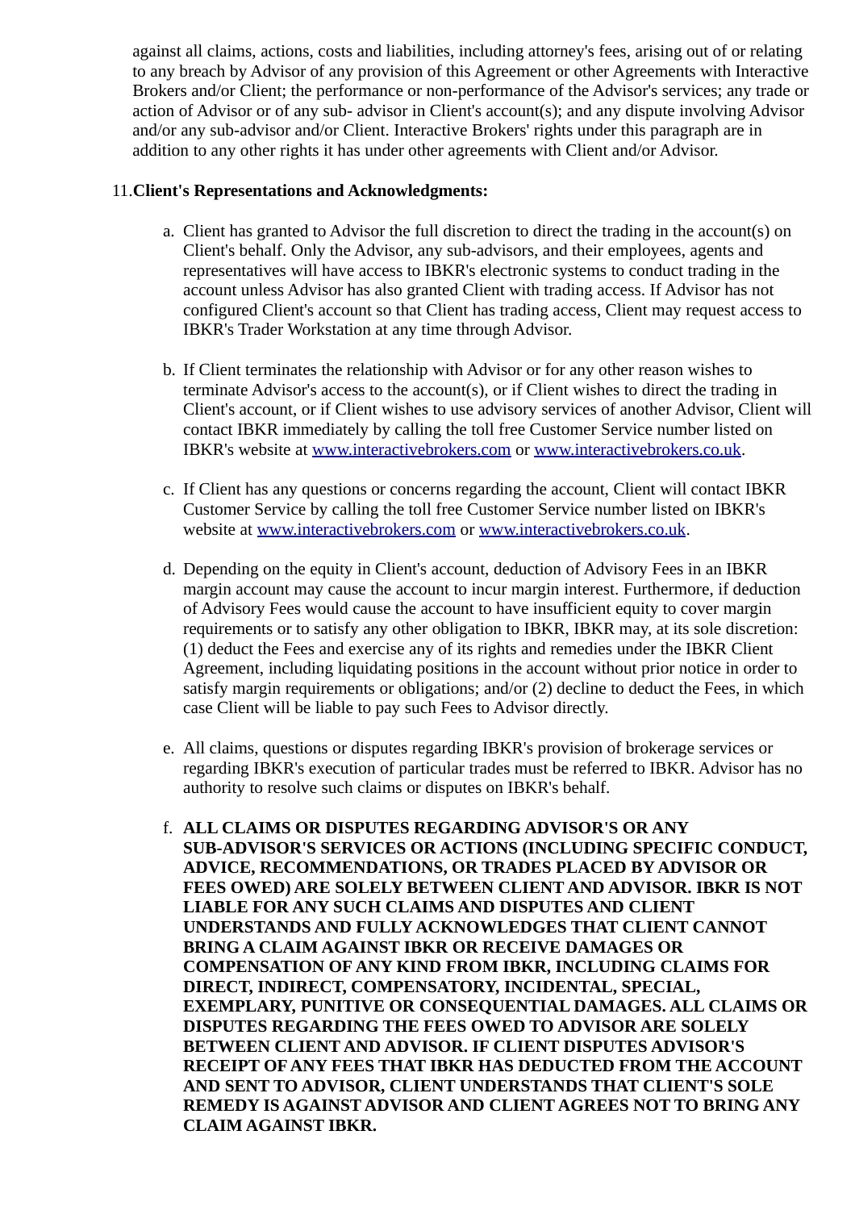against all claims, actions, costs and liabilities, including attorney's fees, arising out of or relating to any breach by Advisor of any provision of this Agreement or other Agreements with Interactive Brokers and/or Client; the performance or non-performance of the Advisor's services; any trade or action of Advisor or of any sub- advisor in Client's account(s); and any dispute involving Advisor and/or any sub-advisor and/or Client. Interactive Brokers' rights under this paragraph are in addition to any other rights it has under other agreements with Client and/or Advisor.

11. **Client's Representations and Acknowledgments:**

   a. Client has granted to Advisor the full discretion to direct the trading in the account(s) on Client's behalf. Only the Advisor, any sub-advisors, and their employees, agents and representatives will have access to IBKR's electronic systems to conduct trading in the account unless Advisor has also granted Client with trading access. If Advisor has not configured Client's account so that Client has trading access, Client may request access to IBKR's Trader Workstation at any time through Advisor.

   b. If Client terminates the relationship with Advisor or for any other reason wishes to terminate Advisor's access to the account(s), or if Client wishes to direct the trading in Client's account, or if Client wishes to use advisory services of another Advisor, Client will contact IBKR immediately by calling the toll free Customer Service number listed on IBKR's website at www.interactivebrokers.com or www.interactivebrokers.co.uk.

   c. If Client has any questions or concerns regarding the account, Client will contact IBKR Customer Service by calling the toll free Customer Service number listed on IBKR's website at www.interactivebrokers.com or www.interactivebrokers.co.uk.

   d. Depending on the equity in Client's account, deduction of Advisory Fees in an IBKR margin account may cause the account to incur margin interest. Furthermore, if deduction of Advisory Fees would cause the account to have insufficient equity to cover margin requirements or to satisfy any other obligation to IBKR, IBKR may, at its sole discretion: (1) deduct the Fees and exercise any of its rights and remedies under the IBKR Client Agreement, including liquidating positions in the account without prior notice in order to satisfy margin requirements or obligations; and/or (2) decline to deduct the Fees, in which case Client will be liable to pay such Fees to Advisor directly.

   e. All claims, questions or disputes regarding IBKR's provision of brokerage services or regarding IBKR's execution of particular trades must be referred to IBKR. Advisor has no authority to resolve such claims or disputes on IBKR's behalf.

   f. **ALL CLAIMS OR DISPUTES REGARDING ADVISOR'S OR ANY SUB-ADVISOR'S SERVICES OR ACTIONS (INCLUDING SPECIFIC CONDUCT, ADVICE, RECOMMENDATIONS, OR TRADES PLACED BY ADVISOR OR FEES OWED) ARE SOLELY BETWEEN CLIENT AND ADVISOR. IBKR IS NOT LIABLE FOR ANY SUCH CLAIMS AND DISPUTES AND CLIENT UNDERSTANDS AND FULLY ACKNOWLEDGES THAT CLIENT CANNOT BRING A CLAIM AGAINST IBKR OR RECEIVE DAMAGES OR COMPENSATION OF ANY KIND FROM IBKR, INCLUDING CLAIMS FOR DIRECT, INDIRECT, COMPENSATORY, INCIDENTAL, SPECIAL, EXEMPLARY, PUNITIVE OR CONSEQUENTIAL DAMAGES. ALL CLAIMS OR DISPUTES REGARDING THE FEES OWED TO ADVISOR ARE SOLELY BETWEEN CLIENT AND ADVISOR. IF CLIENT DISPUTES ADVISOR'S RECEIPT OF ANY FEES THAT IBKR HAS DEDUCTED FROM THE ACCOUNT AND SENT TO ADVISOR, CLIENT UNDERSTANDS THAT CLIENT'S SOLE REMEDY IS AGAINST ADVISOR AND CLIENT AGREES NOT TO BRING ANY CLAIM AGAINST IBKR.**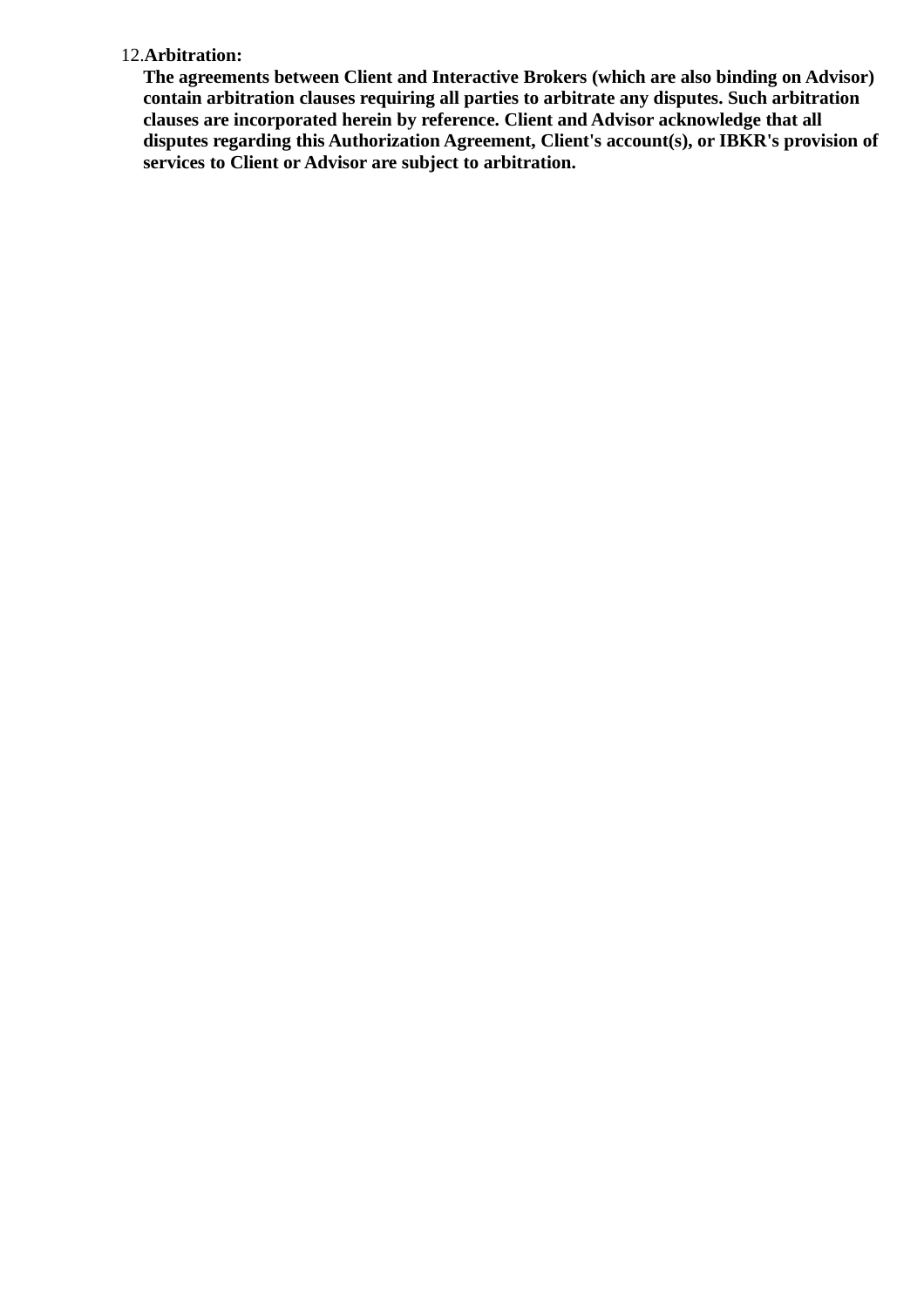12. **Arbitration:**

**The agreements between Client and Interactive Brokers (which are also binding on Advisor) contain arbitration clauses requiring all parties to arbitrate any disputes. Such arbitration clauses are incorporated herein by reference. Client and Advisor acknowledge that all disputes regarding this Authorization Agreement, Client's account(s), or IBKR's provision of services to Client or Advisor are subject to arbitration.**